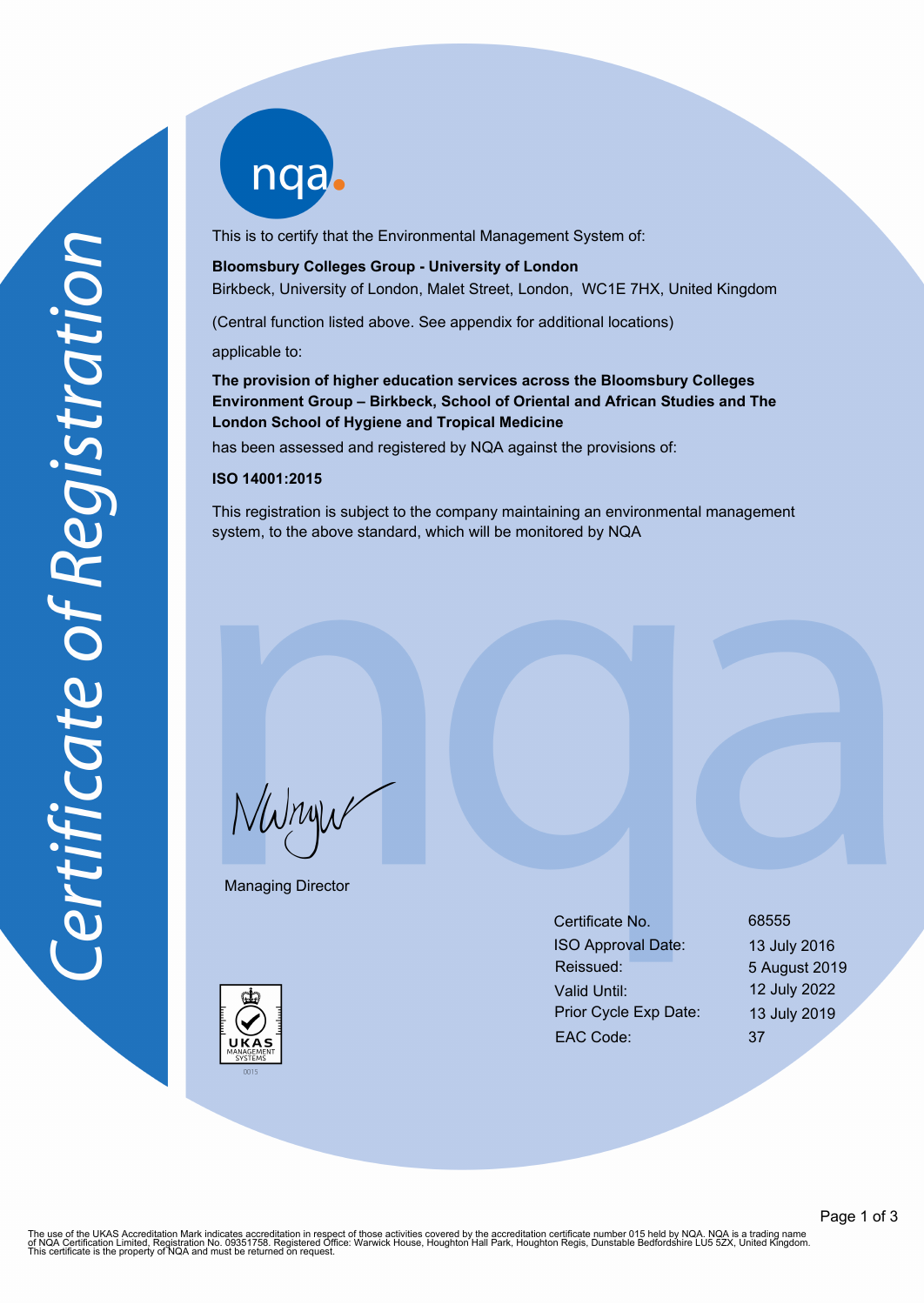# Certificate of Registration

This is to certify that the Environmental Management System of:

**Bloomsbury Colleges Group - University of London**
Birkbeck, University of London, Malet Street, London, WC1E 7HX, United Kingdom

(Central function listed above. See appendix for additional locations)

applicable to:

**The provision of higher education services across the Bloomsbury Colleges Environment Group – Birkbeck, School of Oriental and African Studies and The London School of Hygiene and Tropical Medicine**

has been assessed and registered by NQA against the provisions of:

**ISO 14001:2015**

This registration is subject to the company maintaining an environmental management system, to the above standard, which will be monitored by NQA

Managing Director

| | |
|---|---|
| Certificate No. | 68555 |
| ISO Approval Date: | 13 July 2016 |
| Reissued: | 5 August 2019 |
| Valid Until: | 12 July 2022 |
| Prior Cycle Exp Date: | 13 July 2019 |
| EAC Code: | 37 |

UKAS MANAGEMENT SYSTEMS 0015

The use of the UKAS Accreditation Mark indicates accreditation in respect of those activities covered by the accreditation certificate number 015 held by NQA. NQA is a trading name of NQA Certification Limited, Registration No. 09351758. Registered Office: Warwick House, Houghton Hall Park, Houghton Regis, Dunstable Bedfordshire LU5 5ZX, United Kingdom. This certificate is the property of NQA and must be returned on request.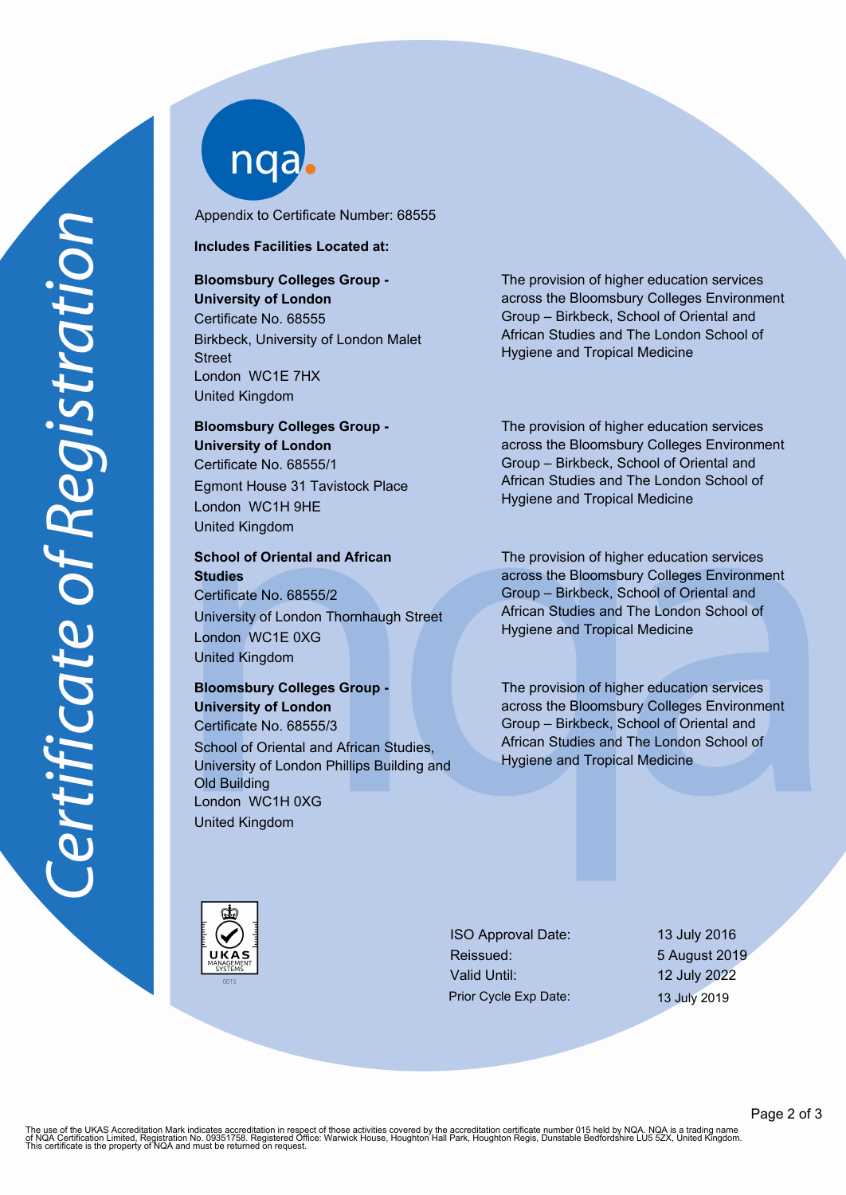*Certificate of Registration*

Appendix to Certificate Number: 68555

**Includes Facilities Located at:**

| Facility | Scope |
| --- | --- |
| **Bloomsbury Colleges Group - University of London**<br>Certificate No. 68555<br>Birkbeck, University of London Malet Street<br>London WC1E 7HX<br>United Kingdom | The provision of higher education services across the Bloomsbury Colleges Environment Group – Birkbeck, School of Oriental and African Studies and The London School of Hygiene and Tropical Medicine |
| **Bloomsbury Colleges Group - University of London**<br>Certificate No. 68555/1<br>Egmont House 31 Tavistock Place<br>London WC1H 9HE<br>United Kingdom | The provision of higher education services across the Bloomsbury Colleges Environment Group – Birkbeck, School of Oriental and African Studies and The London School of Hygiene and Tropical Medicine |
| **School of Oriental and African Studies**<br>Certificate No. 68555/2<br>University of London Thornhaugh Street<br>London WC1E 0XG<br>United Kingdom | The provision of higher education services across the Bloomsbury Colleges Environment Group – Birkbeck, School of Oriental and African Studies and The London School of Hygiene and Tropical Medicine |
| **Bloomsbury Colleges Group - University of London**<br>Certificate No. 68555/3<br>School of Oriental and African Studies, University of London Phillips Building and Old Building<br>London WC1H 0XG<br>United Kingdom | The provision of higher education services across the Bloomsbury Colleges Environment Group – Birkbeck, School of Oriental and African Studies and The London School of Hygiene and Tropical Medicine |

UKAS MANAGEMENT SYSTEMS 0015

| | |
| --- | --- |
| ISO Approval Date: | 13 July 2016 |
| Reissued: | 5 August 2019 |
| Valid Until: | 12 July 2022 |
| Prior Cycle Exp Date: | 13 July 2019 |

The use of the UKAS Accreditation Mark indicates accreditation in respect of those activities covered by the accreditation certificate number 015 held by NQA. NQA is a trading name of NQA Certification Limited, Registration No. 09351758. Registered Office: Warwick House, Houghton Hall Park, Houghton Regis, Dunstable Bedfordshire LU5 5ZX, United Kingdom. This certificate is the property of NQA and must be returned on request.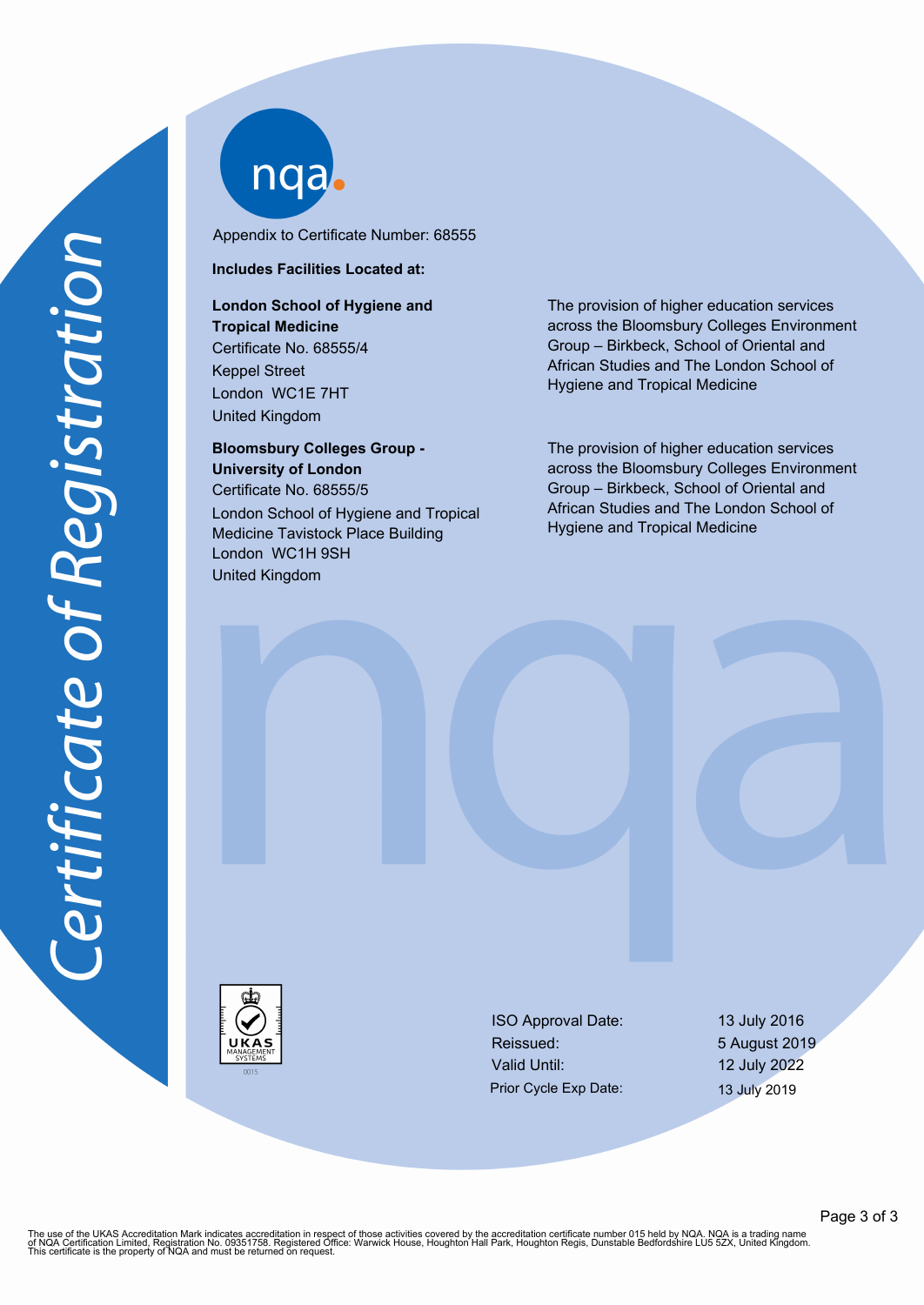Certificate of Registration

nqa

Appendix to Certificate Number: 68555

**Includes Facilities Located at:**

**London School of Hygiene and Tropical Medicine**
Certificate No. 68555/4
Keppel Street
London WC1E 7HT
United Kingdom

The provision of higher education services across the Bloomsbury Colleges Environment Group – Birkbeck, School of Oriental and African Studies and The London School of Hygiene and Tropical Medicine

**Bloomsbury Colleges Group - University of London**
Certificate No. 68555/5
London School of Hygiene and Tropical Medicine Tavistock Place Building
London WC1H 9SH
United Kingdom

The provision of higher education services across the Bloomsbury Colleges Environment Group – Birkbeck, School of Oriental and African Studies and The London School of Hygiene and Tropical Medicine

UKAS MANAGEMENT SYSTEMS
0015

| | |
|---|---|
| ISO Approval Date: | 13 July 2016 |
| Reissued: | 5 August 2019 |
| Valid Until: | 12 July 2022 |
| Prior Cycle Exp Date: | 13 July 2019 |

The use of the UKAS Accreditation Mark indicates accreditation in respect of those activities covered by the accreditation certificate number 015 held by NQA. NQA is a trading name of NQA Certification Limited, Registration No. 09351758. Registered Office: Warwick House, Houghton Hall Park, Houghton Regis, Dunstable Bedfordshire LU5 5ZX, United Kingdom. This certificate is the property of NQA and must be returned on request.